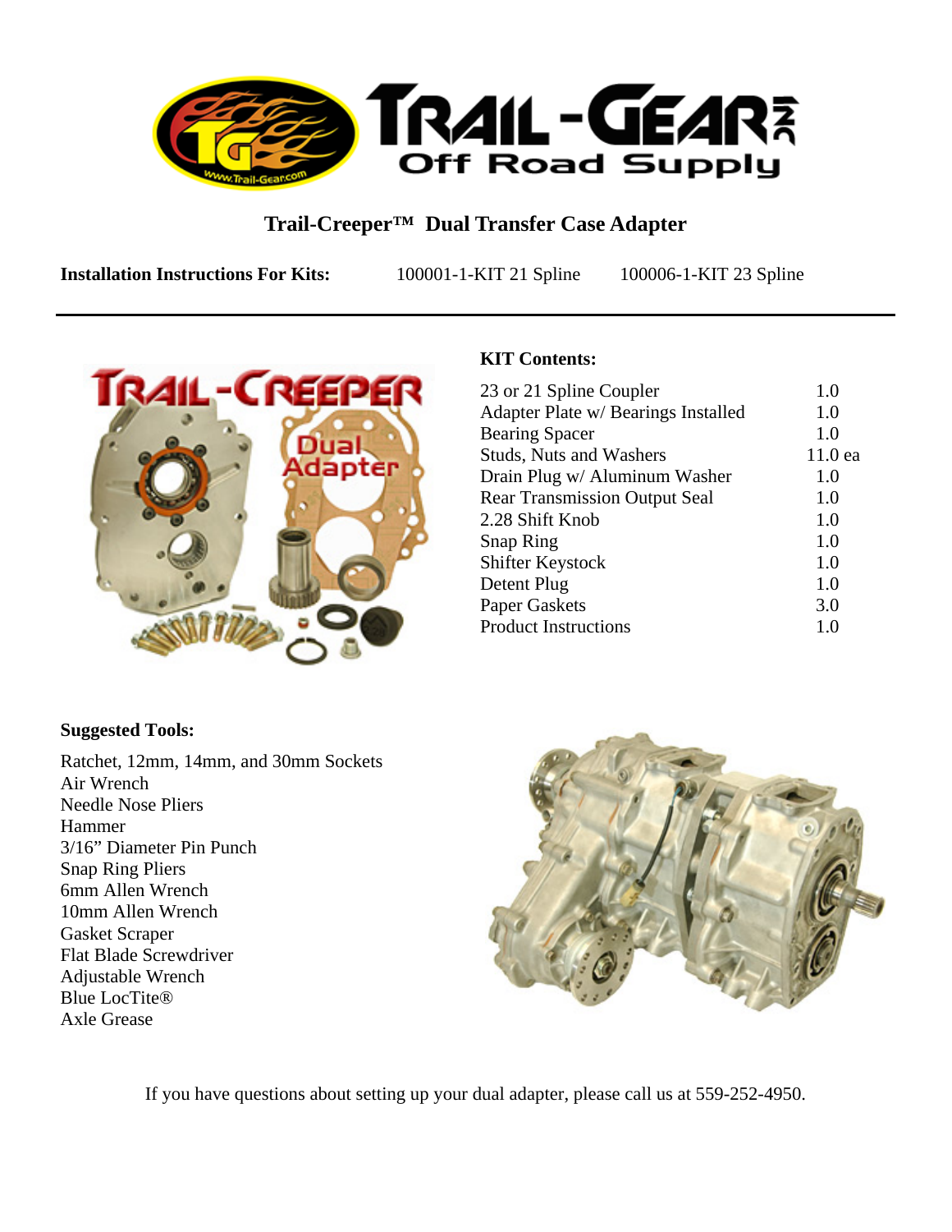# Trail-Creeper™ Dual Transfer Case Adapter

**Installation Instructions For Kits:** 100001-1-KIT 21 Spline 100006-1-KIT 23 Spline

**KIT Contents:**

| | |
|---|---|
| 23 or 21 Spline Coupler | 1.0 |
| Adapter Plate w/ Bearings Installed | 1.0 |
| Bearing Spacer | 1.0 |
| Studs, Nuts and Washers | 11.0 ea |
| Drain Plug w/ Aluminum Washer | 1.0 |
| Rear Transmission Output Seal | 1.0 |
| 2.28 Shift Knob | 1.0 |
| Snap Ring | 1.0 |
| Shifter Keystock | 1.0 |
| Detent Plug | 1.0 |
| Paper Gaskets | 3.0 |
| Product Instructions | 1.0 |

**Suggested Tools:**

Ratchet, 12mm, 14mm, and 30mm Sockets
Air Wrench
Needle Nose Pliers
Hammer
3/16" Diameter Pin Punch
Snap Ring Pliers
6mm Allen Wrench
10mm Allen Wrench
Gasket Scraper
Flat Blade Screwdriver
Adjustable Wrench
Blue LocTite®
Axle Grease

If you have questions about setting up your dual adapter, please call us at 559-252-4950.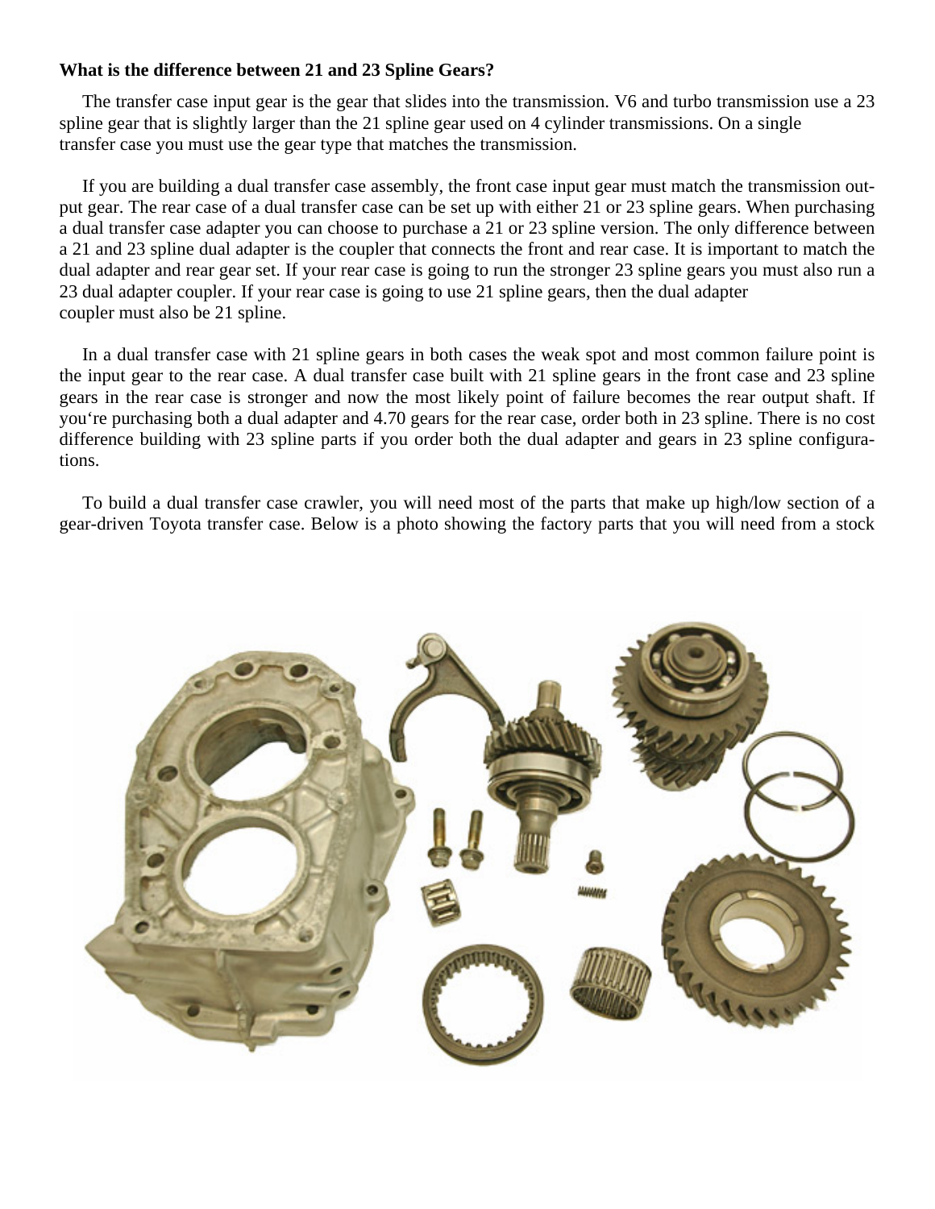**What is the difference between 21 and 23 Spline Gears?**

The transfer case input gear is the gear that slides into the transmission. V6 and turbo transmission use a 23 spline gear that is slightly larger than the 21 spline gear used on 4 cylinder transmissions. On a single transfer case you must use the gear type that matches the transmission.

If you are building a dual transfer case assembly, the front case input gear must match the transmission output gear. The rear case of a dual transfer case can be set up with either 21 or 23 spline gears. When purchasing a dual transfer case adapter you can choose to purchase a 21 or 23 spline version. The only difference between a 21 and 23 spline dual adapter is the coupler that connects the front and rear case. It is important to match the dual adapter and rear gear set. If your rear case is going to run the stronger 23 spline gears you must also run a 23 dual adapter coupler. If your rear case is going to use 21 spline gears, then the dual adapter coupler must also be 21 spline.

In a dual transfer case with 21 spline gears in both cases the weak spot and most common failure point is the input gear to the rear case. A dual transfer case built with 21 spline gears in the front case and 23 spline gears in the rear case is stronger and now the most likely point of failure becomes the rear output shaft. If you're purchasing both a dual adapter and 4.70 gears for the rear case, order both in 23 spline. There is no cost difference building with 23 spline parts if you order both the dual adapter and gears in 23 spline configurations.

To build a dual transfer case crawler, you will need most of the parts that make up high/low section of a gear-driven Toyota transfer case. Below is a photo showing the factory parts that you will need from a stock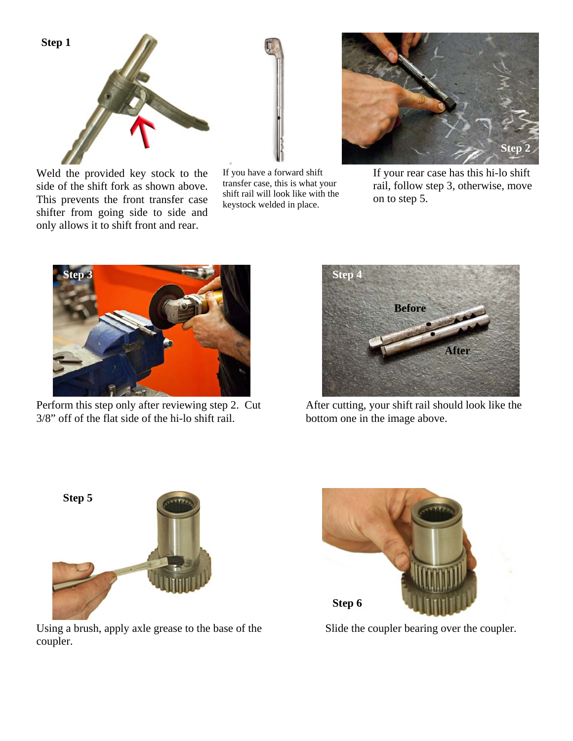**Step 1**

Weld the provided key stock to the side of the shift fork as shown above. This prevents the front transfer case shifter from going side to side and only allows it to shift front and rear.

If you have a forward shift transfer case, this is what your shift rail will look like with the keystock welded in place.

**Step 2**

If your rear case has this hi-lo shift rail, follow step 3, otherwise, move on to step 5.

**Step 3**

Perform this step only after reviewing step 2. Cut 3/8” off of the flat side of the hi-lo shift rail.

**Step 4**

Before

After

After cutting, your shift rail should look like the bottom one in the image above.

**Step 5**

Using a brush, apply axle grease to the base of the coupler.

**Step 6**

Slide the coupler bearing over the coupler.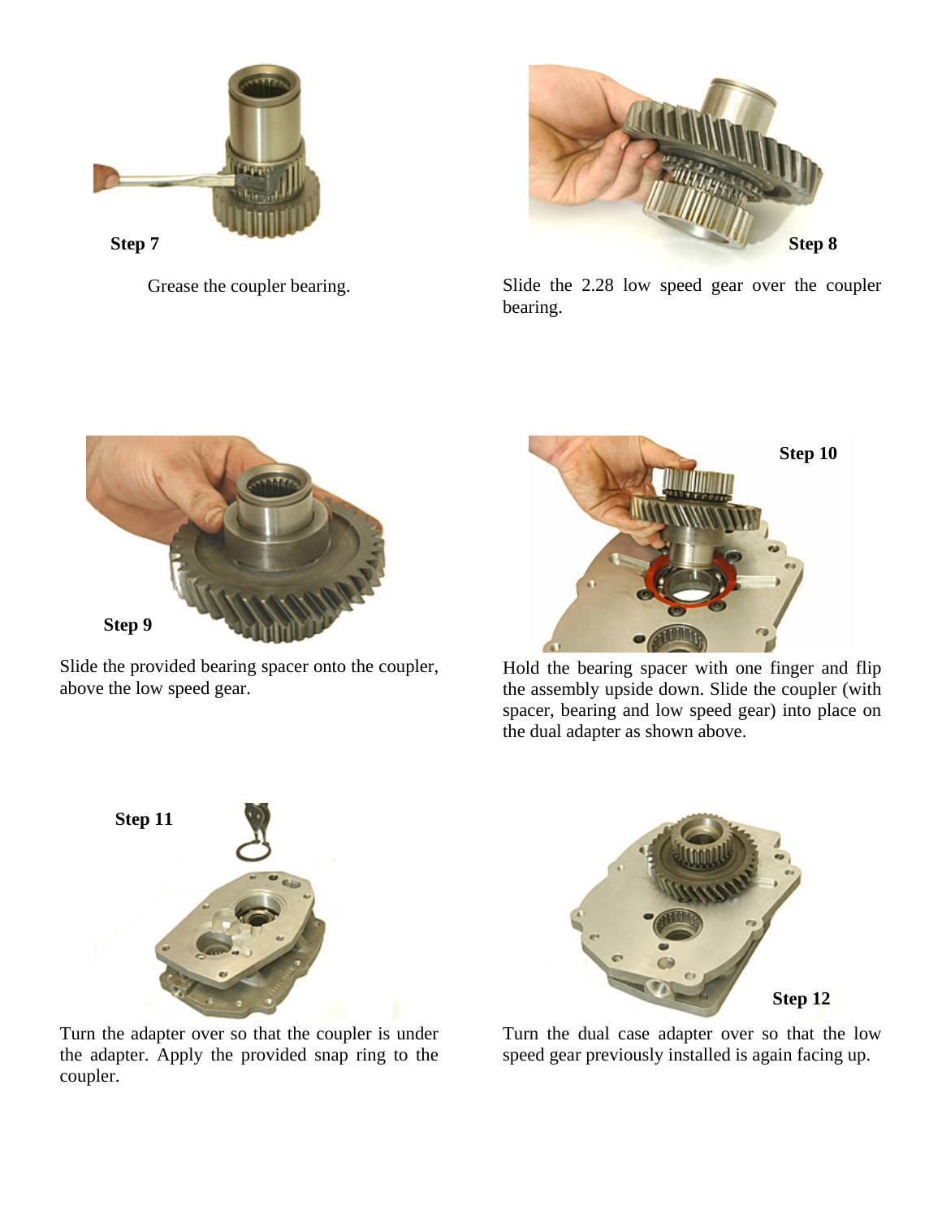**Step 7**

Grease the coupler bearing.

**Step 8**

Slide the 2.28 low speed gear over the coupler bearing.

**Step 9**

Slide the provided bearing spacer onto the coupler, above the low speed gear.

**Step 10**

Hold the bearing spacer with one finger and flip the assembly upside down. Slide the coupler (with spacer, bearing and low speed gear) into place on the dual adapter as shown above.

**Step 11**

Turn the adapter over so that the coupler is under the adapter. Apply the provided snap ring to the coupler.

**Step 12**

Turn the dual case adapter over so that the low speed gear previously installed is again facing up.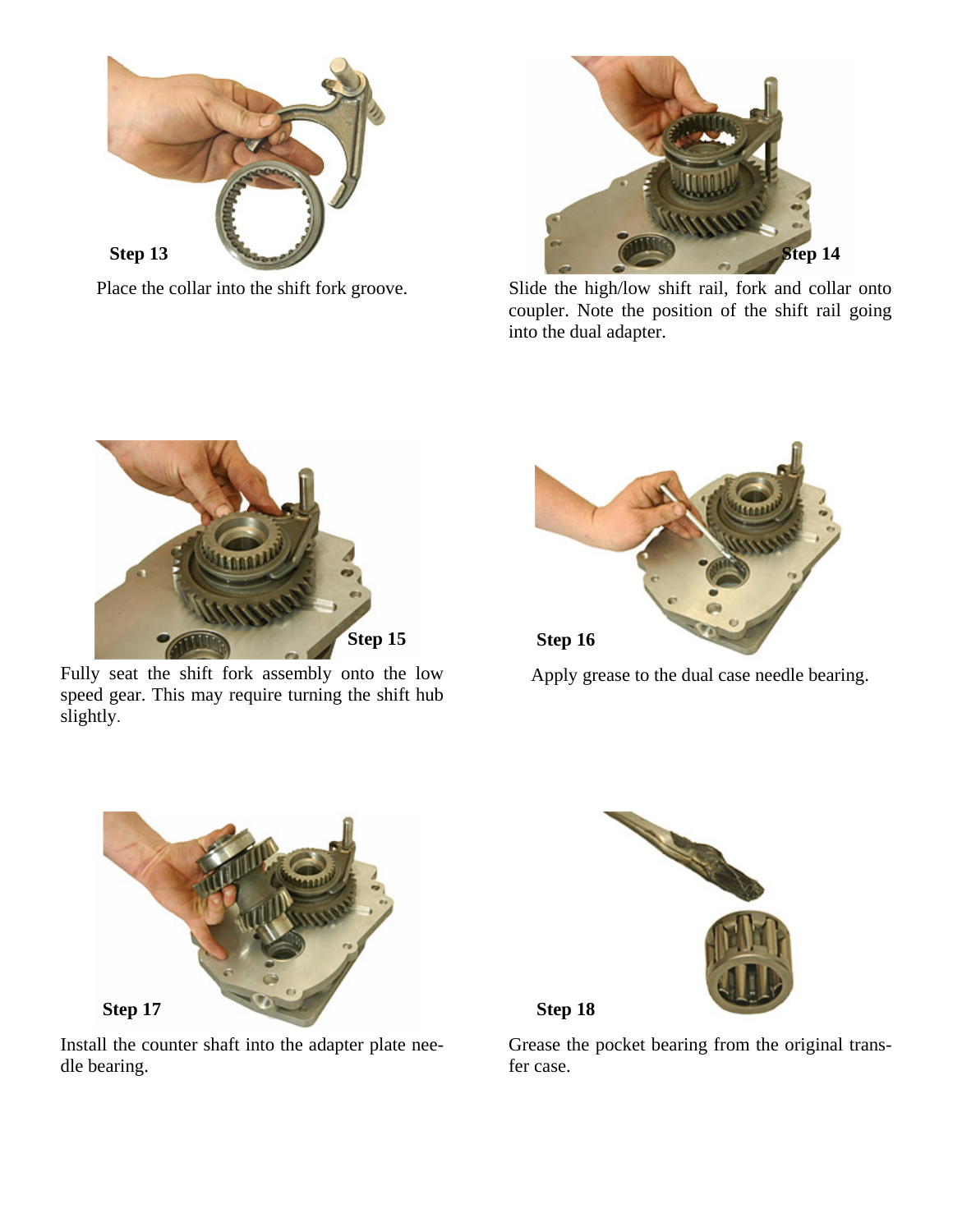**Step 13**

Place the collar into the shift fork groove.

**Step 14**

Slide the high/low shift rail, fork and collar onto coupler. Note the position of the shift rail going into the dual adapter.

**Step 15**

Fully seat the shift fork assembly onto the low speed gear. This may require turning the shift hub slightly.

**Step 16**

Apply grease to the dual case needle bearing.

**Step 17**

Install the counter shaft into the adapter plate needle bearing.

**Step 18**

Grease the pocket bearing from the original transfer case.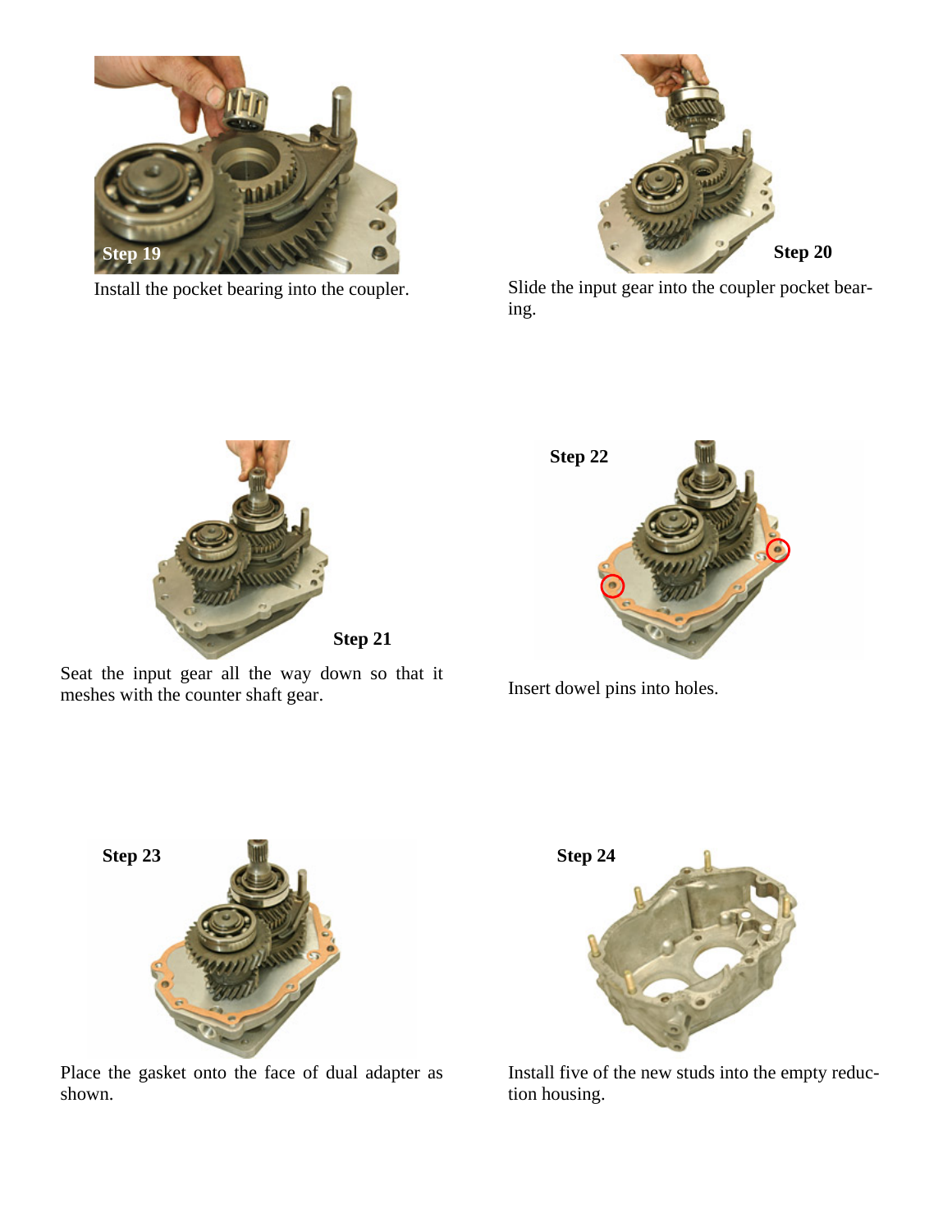**Step 19**

Install the pocket bearing into the coupler.

**Step 20**

Slide the input gear into the coupler pocket bearing.

**Step 21**

Seat the input gear all the way down so that it meshes with the counter shaft gear.

**Step 22**

Insert dowel pins into holes.

**Step 23**

Place the gasket onto the face of dual adapter as shown.

**Step 24**

Install five of the new studs into the empty reduction housing.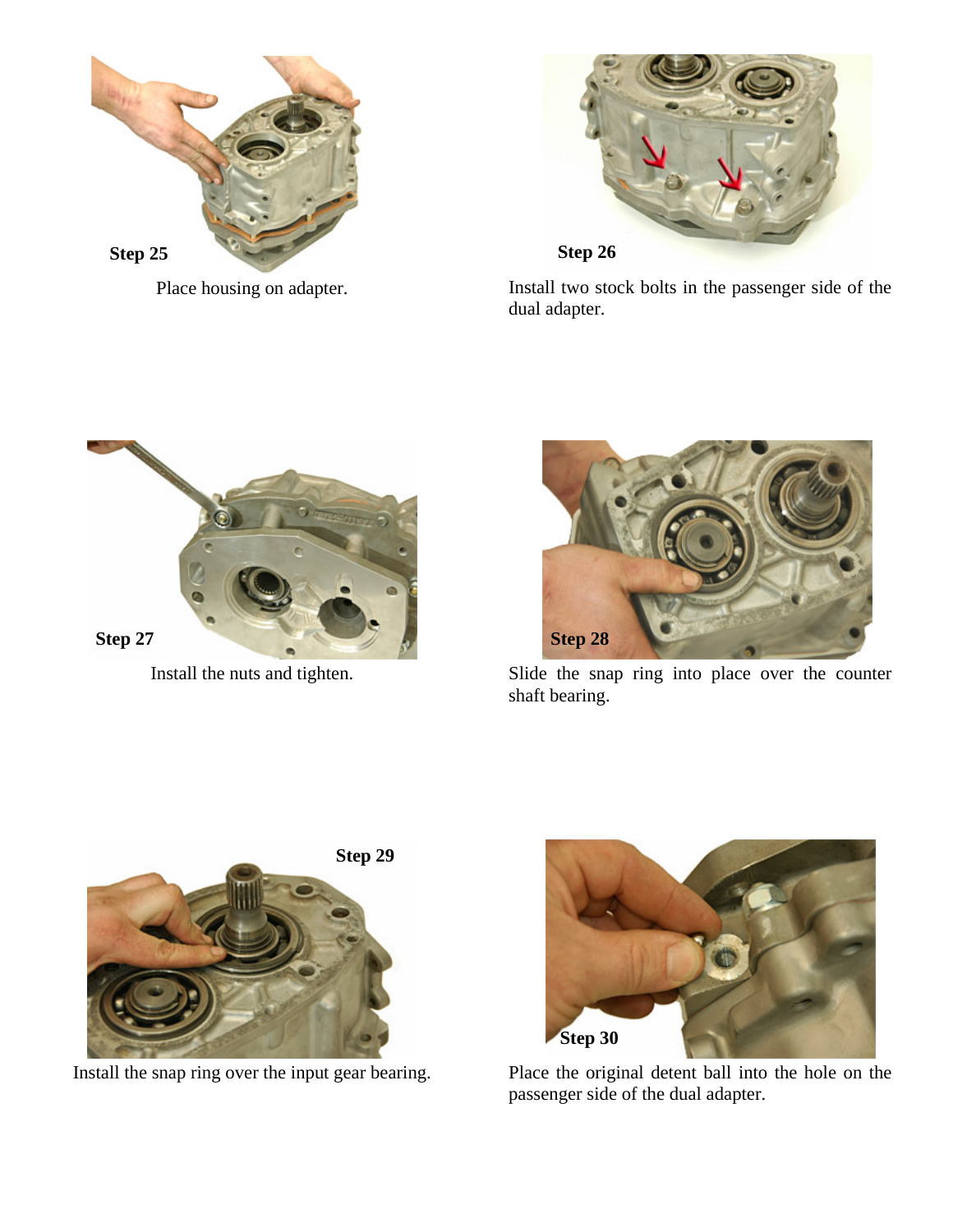**Step 25**

Place housing on adapter.

**Step 26**

Install two stock bolts in the passenger side of the dual adapter.

**Step 27**

Install the nuts and tighten.

**Step 28**

Slide the snap ring into place over the counter shaft bearing.

**Step 29**

Install the snap ring over the input gear bearing.

**Step 30**

Place the original detent ball into the hole on the passenger side of the dual adapter.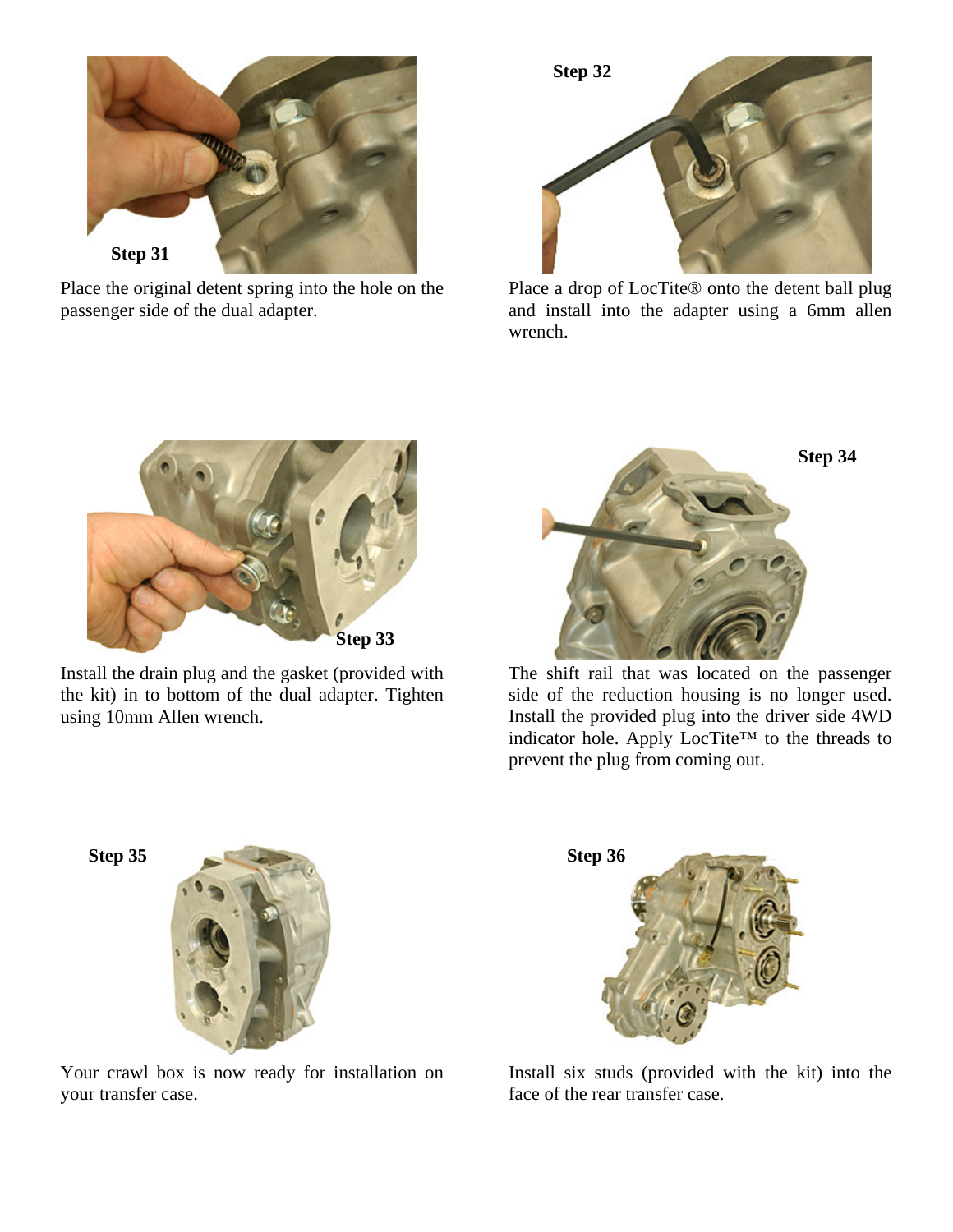**Step 31**

Place the original detent spring into the hole on the passenger side of the dual adapter.

**Step 32**

Place a drop of LocTite® onto the detent ball plug and install into the adapter using a 6mm allen wrench.

**Step 33**

Install the drain plug and the gasket (provided with the kit) in to bottom of the dual adapter. Tighten using 10mm Allen wrench.

**Step 34**

The shift rail that was located on the passenger side of the reduction housing is no longer used. Install the provided plug into the driver side 4WD indicator hole. Apply LocTite™ to the threads to prevent the plug from coming out.

**Step 35**

Your crawl box is now ready for installation on your transfer case.

**Step 36**

Install six studs (provided with the kit) into the face of the rear transfer case.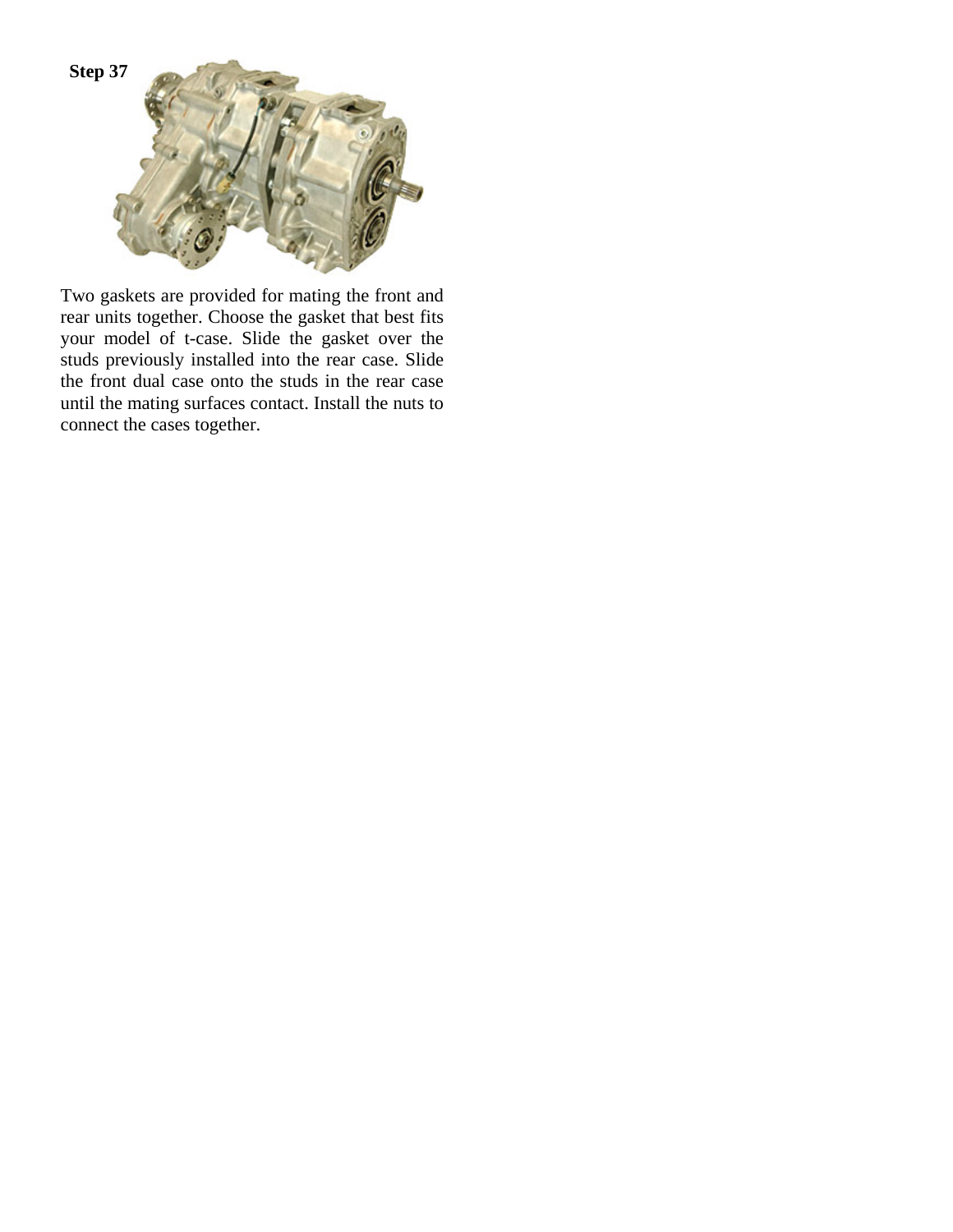**Step 37**

Two gaskets are provided for mating the front and rear units together. Choose the gasket that best fits your model of t-case. Slide the gasket over the studs previously installed into the rear case. Slide the front dual case onto the studs in the rear case until the mating surfaces contact. Install the nuts to connect the cases together.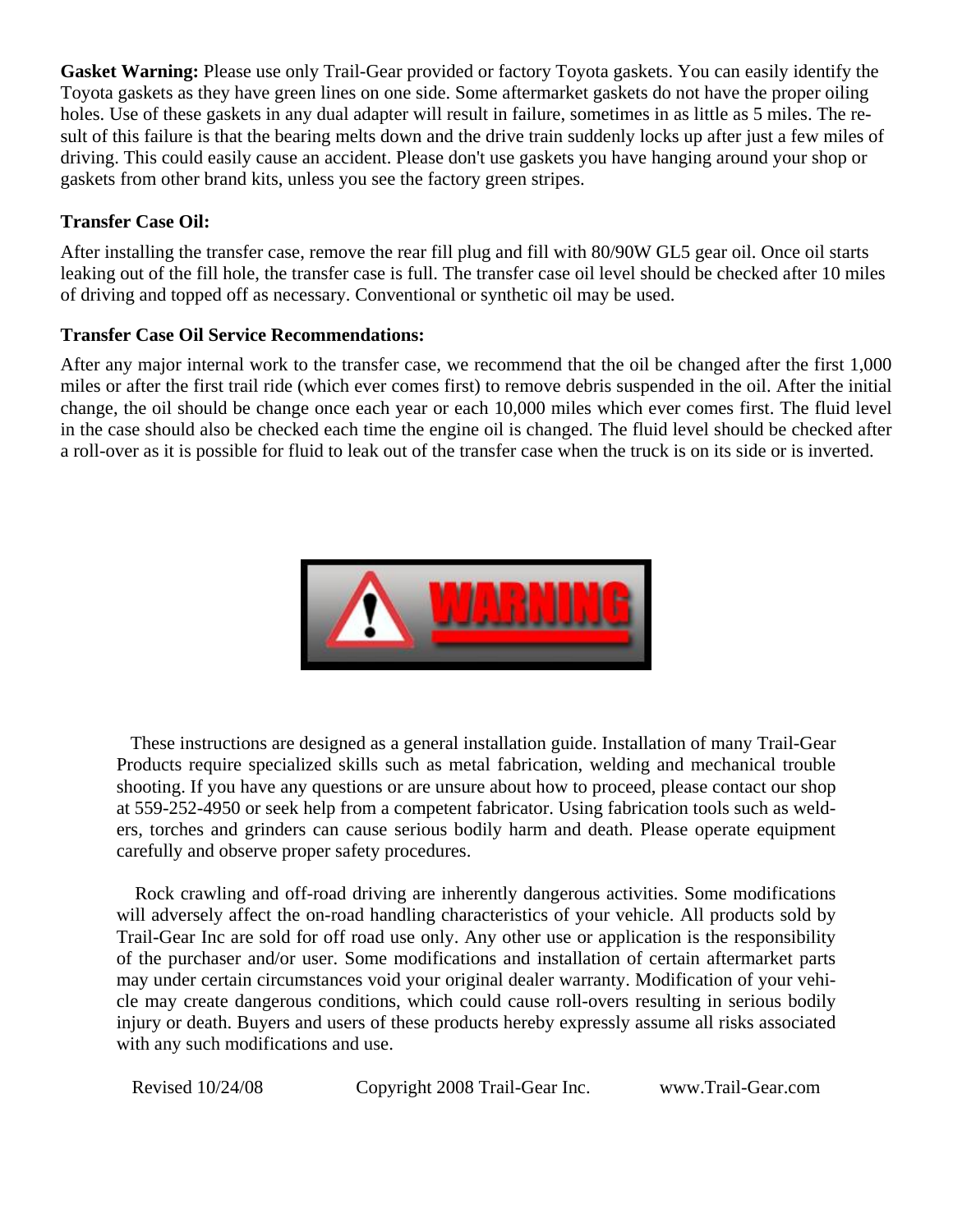**Gasket Warning:** Please use only Trail-Gear provided or factory Toyota gaskets. You can easily identify the Toyota gaskets as they have green lines on one side. Some aftermarket gaskets do not have the proper oiling holes. Use of these gaskets in any dual adapter will result in failure, sometimes in as little as 5 miles. The result of this failure is that the bearing melts down and the drive train suddenly locks up after just a few miles of driving. This could easily cause an accident. Please don't use gaskets you have hanging around your shop or gaskets from other brand kits, unless you see the factory green stripes.

**Transfer Case Oil:**

After installing the transfer case, remove the rear fill plug and fill with 80/90W GL5 gear oil. Once oil starts leaking out of the fill hole, the transfer case is full. The transfer case oil level should be checked after 10 miles of driving and topped off as necessary. Conventional or synthetic oil may be used.

**Transfer Case Oil Service Recommendations:**

After any major internal work to the transfer case, we recommend that the oil be changed after the first 1,000 miles or after the first trail ride (which ever comes first) to remove debris suspended in the oil. After the initial change, the oil should be change once each year or each 10,000 miles which ever comes first. The fluid level in the case should also be checked each time the engine oil is changed. The fluid level should be checked after a roll-over as it is possible for fluid to leak out of the transfer case when the truck is on its side or is inverted.

**WARNING**

These instructions are designed as a general installation guide. Installation of many Trail-Gear Products require specialized skills such as metal fabrication, welding and mechanical trouble shooting. If you have any questions or are unsure about how to proceed, please contact our shop at 559-252-4950 or seek help from a competent fabricator. Using fabrication tools such as welders, torches and grinders can cause serious bodily harm and death. Please operate equipment carefully and observe proper safety procedures.

Rock crawling and off-road driving are inherently dangerous activities. Some modifications will adversely affect the on-road handling characteristics of your vehicle. All products sold by Trail-Gear Inc are sold for off road use only. Any other use or application is the responsibility of the purchaser and/or user. Some modifications and installation of certain aftermarket parts may under certain circumstances void your original dealer warranty. Modification of your vehicle may create dangerous conditions, which could cause roll-overs resulting in serious bodily injury or death. Buyers and users of these products hereby expressly assume all risks associated with any such modifications and use.

Revised 10/24/08 Copyright 2008 Trail-Gear Inc. www.Trail-Gear.com